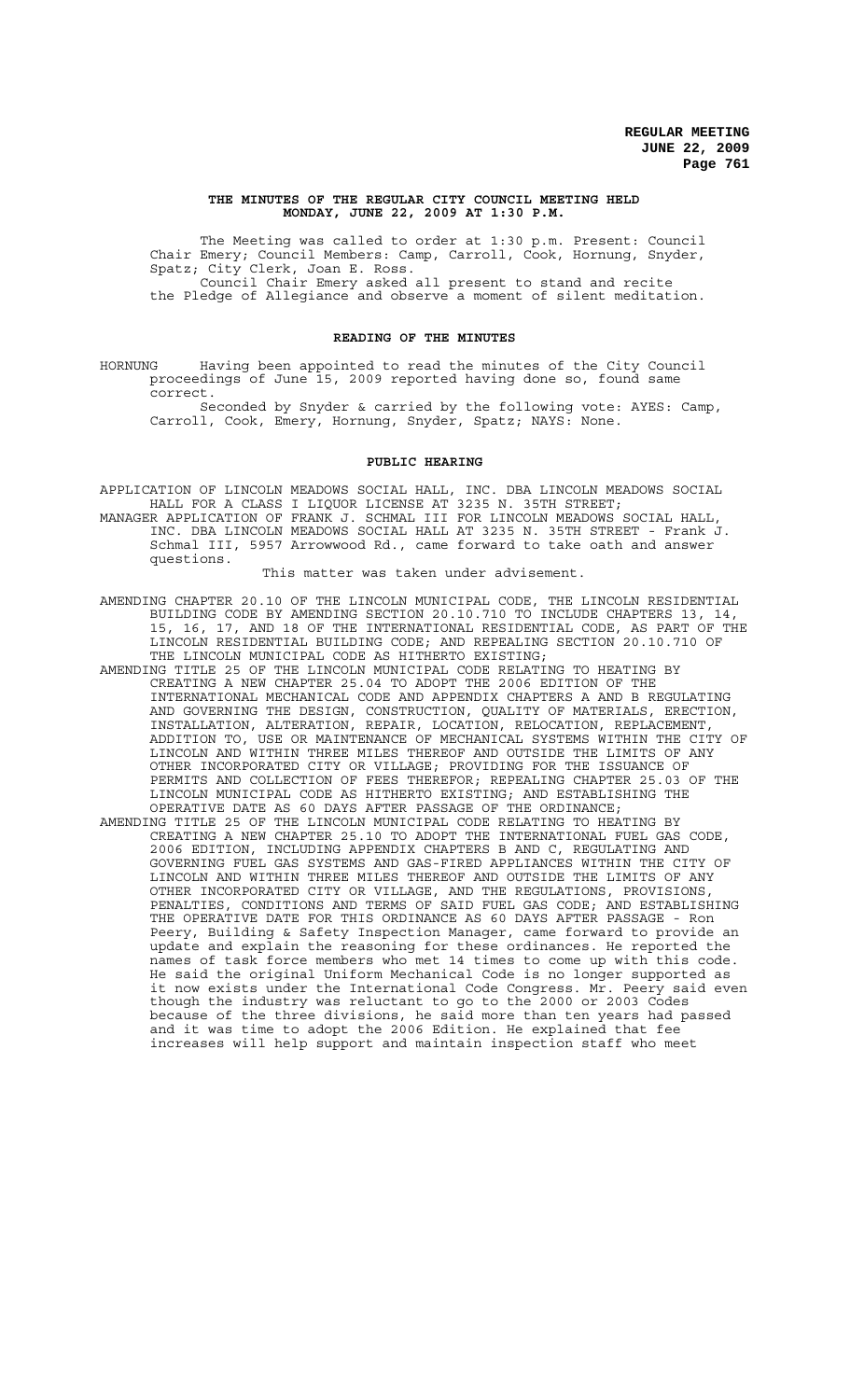**THE MINUTES OF THE REGULAR CITY COUNCIL MEETING HELD MONDAY, JUNE 22, 2009 AT 1:30 P.M.**

The Meeting was called to order at 1:30 p.m. Present: Council Chair Emery; Council Members: Camp, Carroll, Cook, Hornung, Snyder, Spatz; City Clerk, Joan E. Ross.

Council Chair Emery asked all present to stand and recite the Pledge of Allegiance and observe a moment of silent meditation.

## READING OF THE MINUTES

HORNUNG Having been appointed to read the minutes of the City Council proceedings of June 15, 2009 reported having done so, found same correct.

Seconded by Snyder & carried by the following vote: AYES: Camp, Carroll, Cook, Emery, Hornung, Snyder, Spatz; NAYS: None.

## PUBLIC HEARING

APPLICATION OF LINCOLN MEADOWS SOCIAL HALL, INC. DBA LINCOLN MEADOWS SOCIAL HALL FOR A CLASS I LIQUOR LICENSE AT 3235 N. 35TH STREET;

MANAGER APPLICATION OF FRANK J. SCHMAL III FOR LINCOLN MEADOWS SOCIAL HALL, INC. DBA LINCOLN MEADOWS SOCIAL HALL AT 3235 N. 35TH STREET - Frank J. Schmal III, 5957 Arrowwood Rd., came forward to take oath and answer questions.

This matter was taken under advisement.

AMENDING CHAPTER 20.10 OF THE LINCOLN MUNICIPAL CODE, THE LINCOLN RESIDENTIAL BUILDING CODE BY AMENDING SECTION 20.10.710 TO INCLUDE CHAPTERS 13, 14, 15, 16, 17, AND 18 OF THE INTERNATIONAL RESIDENTIAL CODE, AS PART OF THE LINCOLN RESIDENTIAL BUILDING CODE; AND REPEALING SECTION 20.10.710 OF THE LINCOLN MUNICIPAL CODE AS HITHERTO EXISTING;

AMENDING TITLE 25 OF THE LINCOLN MUNICIPAL CODE RELATING TO HEATING BY CREATING A NEW CHAPTER 25.04 TO ADOPT THE 2006 EDITION OF THE INTERNATIONAL MECHANICAL CODE AND APPENDIX CHAPTERS A AND B REGULATING AND GOVERNING THE DESIGN, CONSTRUCTION, QUALITY OF MATERIALS, ERECTION, INSTALLATION, ALTERATION, REPAIR, LOCATION, RELOCATION, REPLACEMENT, ADDITION TO, USE OR MAINTENANCE OF MECHANICAL SYSTEMS WITHIN THE CITY OF LINCOLN AND WITHIN THREE MILES THEREOF AND OUTSIDE THE LIMITS OF ANY OTHER INCORPORATED CITY OR VILLAGE; PROVIDING FOR THE ISSUANCE OF PERMITS AND COLLECTION OF FEES THEREFOR; REPEALING CHAPTER 25.03 OF THE LINCOLN MUNICIPAL CODE AS HITHERTO EXISTING; AND ESTABLISHING THE OPERATIVE DATE AS 60 DAYS AFTER PASSAGE OF THE ORDINANCE;

AMENDING TITLE 25 OF THE LINCOLN MUNICIPAL CODE RELATING TO HEATING BY CREATING A NEW CHAPTER 25.10 TO ADOPT THE INTERNATIONAL FUEL GAS CODE, 2006 EDITION, INCLUDING APPENDIX CHAPTERS B AND C, REGULATING AND GOVERNING FUEL GAS SYSTEMS AND GAS-FIRED APPLIANCES WITHIN THE CITY OF LINCOLN AND WITHIN THREE MILES THEREOF AND OUTSIDE THE LIMITS OF ANY OTHER INCORPORATED CITY OR VILLAGE, AND THE REGULATIONS, PROVISIONS, PENALTIES, CONDITIONS AND TERMS OF SAID FUEL GAS CODE; AND ESTABLISHING THE OPERATIVE DATE FOR THIS ORDINANCE AS 60 DAYS AFTER PASSAGE - Ron Peery, Building & Safety Inspection Manager, came forward to provide an update and explain the reasoning for these ordinances. He reported the names of task force members who met 14 times to come up with this code. He said the original Uniform Mechanical Code is no longer supported as it now exists under the International Code Congress. Mr. Peery said even though the industry was reluctant to go to the 2000 or 2003 Codes because of the three divisions, he said more than ten years had passed and it was time to adopt the 2006 Edition. He explained that fee increases will help support and maintain inspection staff who meet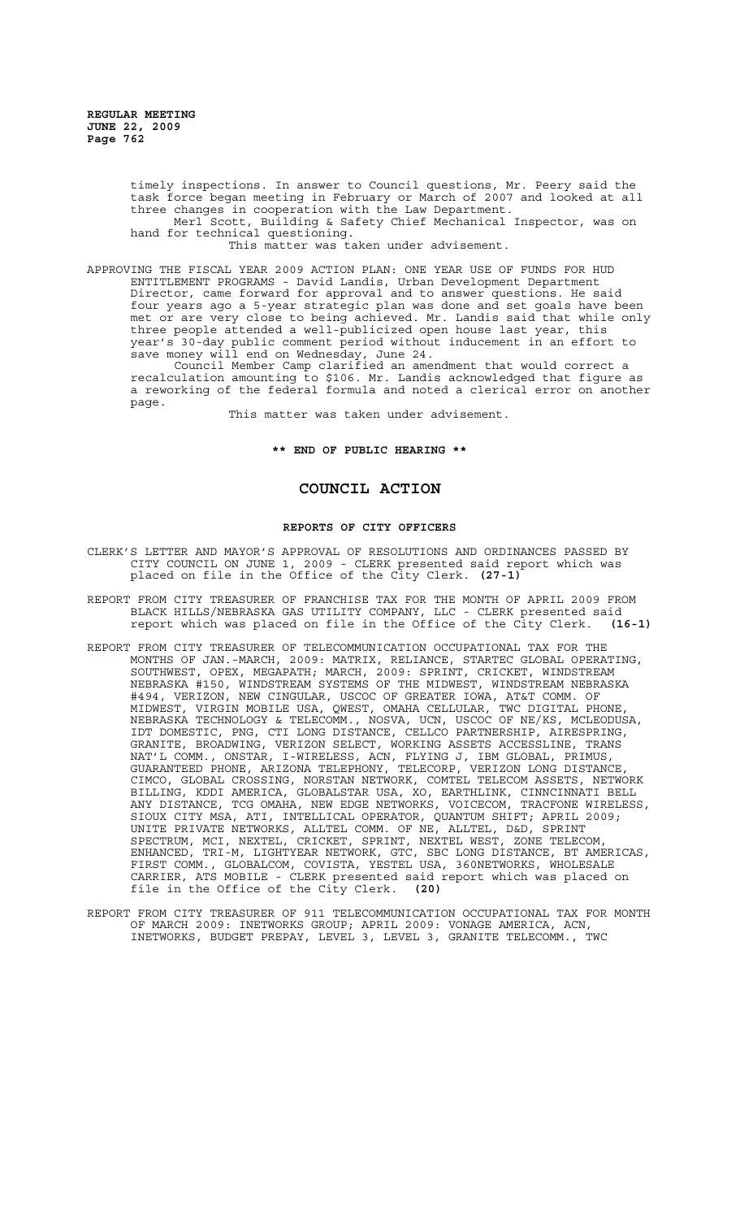timely inspections. In answer to Council questions, Mr. Peery said the task force began meeting in February or March of 2007 and looked at all three changes in cooperation with the Law Department.

Merl Scott, Building & Safety Chief Mechanical Inspector, was on hand for technical questioning.

This matter was taken under advisement.

APPROVING THE FISCAL YEAR 2009 ACTION PLAN: ONE YEAR USE OF FUNDS FOR HUD ENTITLEMENT PROGRAMS - David Landis, Urban Development Department Director, came forward for approval and to answer questions. He said four years ago a 5-year strategic plan was done and set goals have been met or are very close to being achieved. Mr. Landis said that while only three people attended a well-publicized open house last year, this year's 30-day public comment period without inducement in an effort to save money will end on Wednesday, June 24.

Council Member Camp clarified an amendment that would correct a recalculation amounting to $106. Mr. Landis acknowledged that figure as a reworking of the federal formula and noted a clerical error on another page.

This matter was taken under advisement.

**\*\* END OF PUBLIC HEARING \*\***

# COUNCIL ACTION

## REPORTS OF CITY OFFICERS

CLERK'S LETTER AND MAYOR'S APPROVAL OF RESOLUTIONS AND ORDINANCES PASSED BY CITY COUNCIL ON JUNE 1, 2009 - CLERK presented said report which was placed on file in the Office of the City Clerk. **(27-1)**

REPORT FROM CITY TREASURER OF FRANCHISE TAX FOR THE MONTH OF APRIL 2009 FROM BLACK HILLS/NEBRASKA GAS UTILITY COMPANY, LLC - CLERK presented said report which was placed on file in the Office of the City Clerk. **(16-1)**

REPORT FROM CITY TREASURER OF TELECOMMUNICATION OCCUPATIONAL TAX FOR THE MONTHS OF JAN.-MARCH, 2009: MATRIX, RELIANCE, STARTEC GLOBAL OPERATING, SOUTHWEST, OPEX, MEGAPATH; MARCH, 2009: SPRINT, CRICKET, WINDSTREAM NEBRASKA #150, WINDSTREAM SYSTEMS OF THE MIDWEST, WINDSTREAM NEBRASKA #494, VERIZON, NEW CINGULAR, USCOC OF GREATER IOWA, AT&T COMM. OF MIDWEST, VIRGIN MOBILE USA, QWEST, OMAHA CELLULAR, TWC DIGITAL PHONE, NEBRASKA TECHNOLOGY & TELECOMM., NOSVA, UCN, USCOC OF NE/KS, MCLEODUSA, IDT DOMESTIC, PNG, CTI LONG DISTANCE, CELLCO PARTNERSHIP, AIRESPRING, GRANITE, BROADWING, VERIZON SELECT, WORKING ASSETS ACCESSLINE, TRANS NAT'L COMM., ONSTAR, I-WIRELESS, ACN, FLYING J, IBM GLOBAL, PRIMUS, GUARANTEED PHONE, ARIZONA TELEPHONY, TELECORP, VERIZON LONG DISTANCE, CIMCO, GLOBAL CROSSING, NORSTAN NETWORK, COMTEL TELECOM ASSETS, NETWORK BILLING, KDDI AMERICA, GLOBALSTAR USA, XO, EARTHLINK, CINNCINNATI BELL ANY DISTANCE, TCG OMAHA, NEW EDGE NETWORKS, VOICECOM, TRACFONE WIRELESS, SIOUX CITY MSA, ATI, INTELLICAL OPERATOR, QUANTUM SHIFT; APRIL 2009; UNITE PRIVATE NETWORKS, ALLTEL COMM. OF NE, ALLTEL, D&D, SPRINT SPECTRUM, MCI, NEXTEL, CRICKET, SPRINT, NEXTEL WEST, ZONE TELECOM, ENHANCED, TRI-M, LIGHTYEAR NETWORK, GTC, SBC LONG DISTANCE, BT AMERICAS, FIRST COMM., GLOBALCOM, COVISTA, YESTEL USA, 360NETWORKS, WHOLESALE CARRIER, ATS MOBILE - CLERK presented said report which was placed on file in the Office of the City Clerk. **(20)**

REPORT FROM CITY TREASURER OF 911 TELECOMMUNICATION OCCUPATIONAL TAX FOR MONTH OF MARCH 2009: INETWORKS GROUP; APRIL 2009: VONAGE AMERICA, ACN, INETWORKS, BUDGET PREPAY, LEVEL 3, LEVEL 3, GRANITE TELECOMM., TWC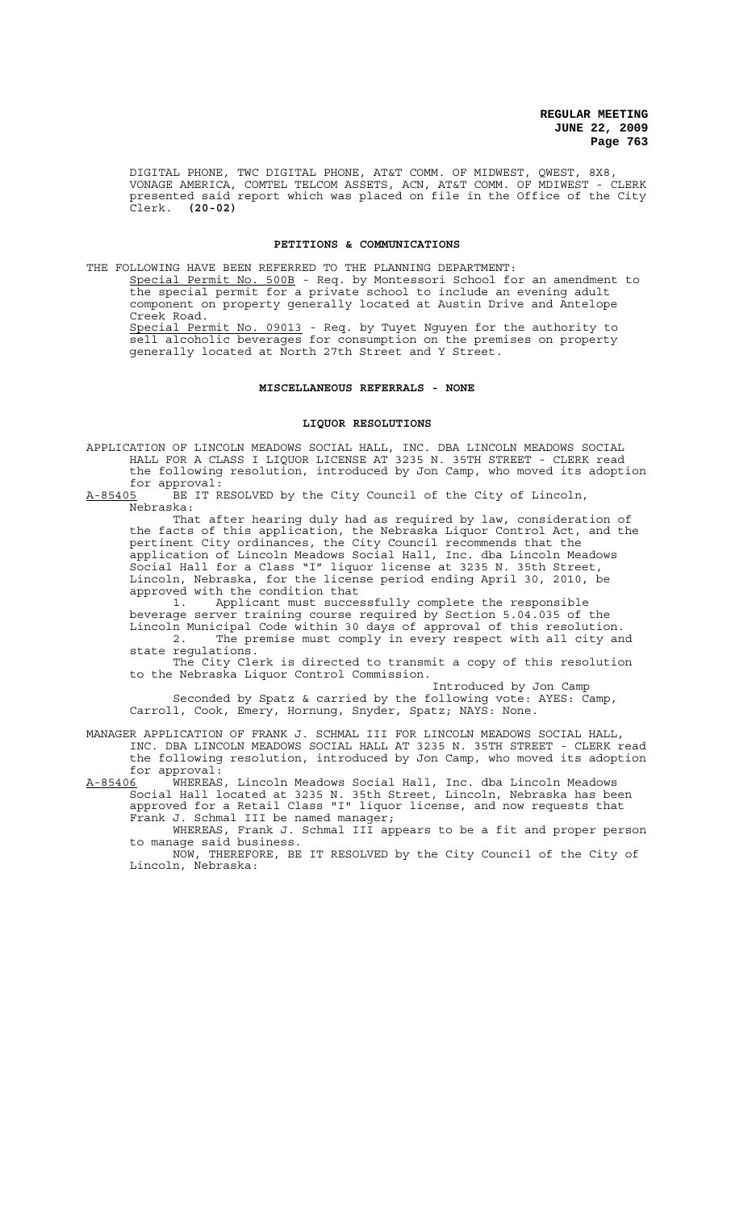DIGITAL PHONE, TWC DIGITAL PHONE, AT&T COMM. OF MIDWEST, QWEST, 8X8, VONAGE AMERICA, COMTEL TELCOM ASSETS, ACN, AT&T COMM. OF MDIWEST - CLERK presented said report which was placed on file in the Office of the City Clerk. **(20-02)**

## PETITIONS & COMMUNICATIONS

THE FOLLOWING HAVE BEEN REFERRED TO THE PLANNING DEPARTMENT:

Special Permit No. 500B - Req. by Montessori School for an amendment to the special permit for a private school to include an evening adult component on property generally located at Austin Drive and Antelope Creek Road.

Special Permit No. 09013 - Req. by Tuyet Nguyen for the authority to sell alcoholic beverages for consumption on the premises on property generally located at North 27th Street and Y Street.

## MISCELLANEOUS REFERRALS - NONE

## LIQUOR RESOLUTIONS

APPLICATION OF LINCOLN MEADOWS SOCIAL HALL, INC. DBA LINCOLN MEADOWS SOCIAL HALL FOR A CLASS I LIQUOR LICENSE AT 3235 N. 35TH STREET - CLERK read the following resolution, introduced by Jon Camp, who moved its adoption for approval:

A-85405 BE IT RESOLVED by the City Council of the City of Lincoln, Nebraska:

That after hearing duly had as required by law, consideration of the facts of this application, the Nebraska Liquor Control Act, and the pertinent City ordinances, the City Council recommends that the application of Lincoln Meadows Social Hall, Inc. dba Lincoln Meadows Social Hall for a Class "I" liquor license at 3235 N. 35th Street, Lincoln, Nebraska, for the license period ending April 30, 2010, be approved with the condition that

1. Applicant must successfully complete the responsible beverage server training course required by Section 5.04.035 of the Lincoln Municipal Code within 30 days of approval of this resolution.
2. The premise must comply in every respect with all city and state regulations.

The City Clerk is directed to transmit a copy of this resolution to the Nebraska Liquor Control Commission.

Introduced by Jon Camp

Seconded by Spatz & carried by the following vote: AYES: Camp, Carroll, Cook, Emery, Hornung, Snyder, Spatz; NAYS: None.

MANAGER APPLICATION OF FRANK J. SCHMAL III FOR LINCOLN MEADOWS SOCIAL HALL, INC. DBA LINCOLN MEADOWS SOCIAL HALL AT 3235 N. 35TH STREET - CLERK read the following resolution, introduced by Jon Camp, who moved its adoption for approval:

A-85406 WHEREAS, Lincoln Meadows Social Hall, Inc. dba Lincoln Meadows Social Hall located at 3235 N. 35th Street, Lincoln, Nebraska has been approved for a Retail Class "I" liquor license, and now requests that Frank J. Schmal III be named manager;

WHEREAS, Frank J. Schmal III appears to be a fit and proper person to manage said business.

NOW, THEREFORE, BE IT RESOLVED by the City Council of the City of Lincoln, Nebraska: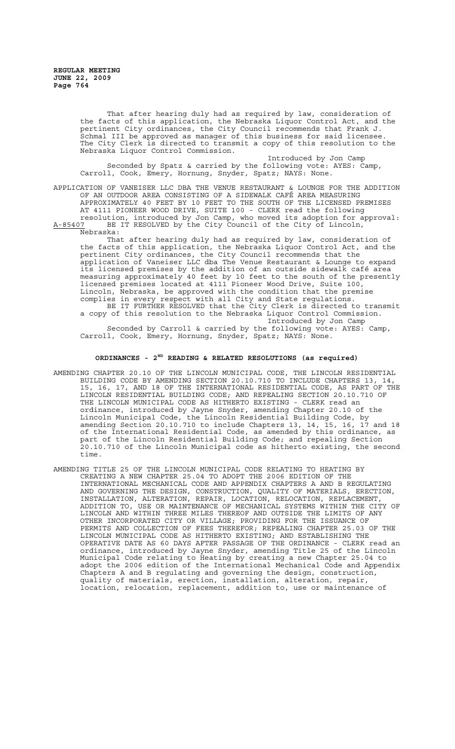That after hearing duly had as required by law, consideration of the facts of this application, the Nebraska Liquor Control Act, and the pertinent City ordinances, the City Council recommends that Frank J. Schmal III be approved as manager of this business for said licensee. The City Clerk is directed to transmit a copy of this resolution to the Nebraska Liquor Control Commission.

Introduced by Jon Camp

Seconded by Spatz & carried by the following vote: AYES: Camp, Carroll, Cook, Emery, Hornung, Snyder, Spatz; NAYS: None.

APPLICATION OF VANEISER LLC DBA THE VENUE RESTAURANT & LOUNGE FOR THE ADDITION OF AN OUTDOOR AREA CONSISTING OF A SIDEWALK CAFÉ AREA MEASURING APPROXIMATELY 40 FEET BY 10 FEET TO THE SOUTH OF THE LICENSED PREMISES AT 4111 PIONEER WOOD DRIVE, SUITE 100 - CLERK read the following resolution, introduced by Jon Camp, who moved its adoption for approval:

A-85407 BE IT RESOLVED by the City Council of the City of Lincoln, Nebraska:

That after hearing duly had as required by law, consideration of the facts of this application, the Nebraska Liquor Control Act, and the pertinent City ordinances, the City Council recommends that the application of Vaneiser LLC dba The Venue Restaurant & Lounge to expand its licensed premises by the addition of an outside sidewalk café area measuring approximately 40 feet by 10 feet to the south of the presently licensed premises located at 4111 Pioneer Wood Drive, Suite 100, Lincoln, Nebraska, be approved with the condition that the premise complies in every respect with all City and State regulations.

BE IT FURTHER RESOLVED that the City Clerk is directed to transmit a copy of this resolution to the Nebraska Liquor Control Commission.

Introduced by Jon Camp

Seconded by Carroll & carried by the following vote: AYES: Camp, Carroll, Cook, Emery, Hornung, Snyder, Spatz; NAYS: None.

## ORDINANCES - 2ND READING & RELATED RESOLUTIONS (as required)

AMENDING CHAPTER 20.10 OF THE LINCOLN MUNICIPAL CODE, THE LINCOLN RESIDENTIAL BUILDING CODE BY AMENDING SECTION 20.10.710 TO INCLUDE CHAPTERS 13, 14, 15, 16, 17, AND 18 OF THE INTERNATIONAL RESIDENTIAL CODE, AS PART OF THE LINCOLN RESIDENTIAL BUILDING CODE; AND REPEALING SECTION 20.10.710 OF THE LINCOLN MUNICIPAL CODE AS HITHERTO EXISTING - CLERK read an ordinance, introduced by Jayne Snyder, amending Chapter 20.10 of the Lincoln Municipal Code, the Lincoln Residential Building Code, by amending Section 20.10.710 to include Chapters 13, 14, 15, 16, 17 and 18 of the International Residential Code, as amended by this ordinance, as part of the Lincoln Residential Building Code; and repealing Section 20.10.710 of the Lincoln Municipal code as hitherto existing, the second time.

AMENDING TITLE 25 OF THE LINCOLN MUNICIPAL CODE RELATING TO HEATING BY CREATING A NEW CHAPTER 25.04 TO ADOPT THE 2006 EDITION OF THE INTERNATIONAL MECHANICAL CODE AND APPENDIX CHAPTERS A AND B REGULATING AND GOVERNING THE DESIGN, CONSTRUCTION, QUALITY OF MATERIALS, ERECTION, INSTALLATION, ALTERATION, REPAIR, LOCATION, RELOCATION, REPLACEMENT, ADDITION TO, USE OR MAINTENANCE OF MECHANICAL SYSTEMS WITHIN THE CITY OF LINCOLN AND WITHIN THREE MILES THEREOF AND OUTSIDE THE LIMITS OF ANY OTHER INCORPORATED CITY OR VILLAGE; PROVIDING FOR THE ISSUANCE OF PERMITS AND COLLECTION OF FEES THEREFOR; REPEALING CHAPTER 25.03 OF THE LINCOLN MUNICIPAL CODE AS HITHERTO EXISTING; AND ESTABLISHING THE OPERATIVE DATE AS 60 DAYS AFTER PASSAGE OF THE ORDINANCE - CLERK read an ordinance, introduced by Jayne Snyder, amending Title 25 of the Lincoln Municipal Code relating to Heating by creating a new Chapter 25.04 to adopt the 2006 edition of the International Mechanical Code and Appendix Chapters A and B regulating and governing the design, construction, quality of materials, erection, installation, alteration, repair, location, relocation, replacement, addition to, use or maintenance of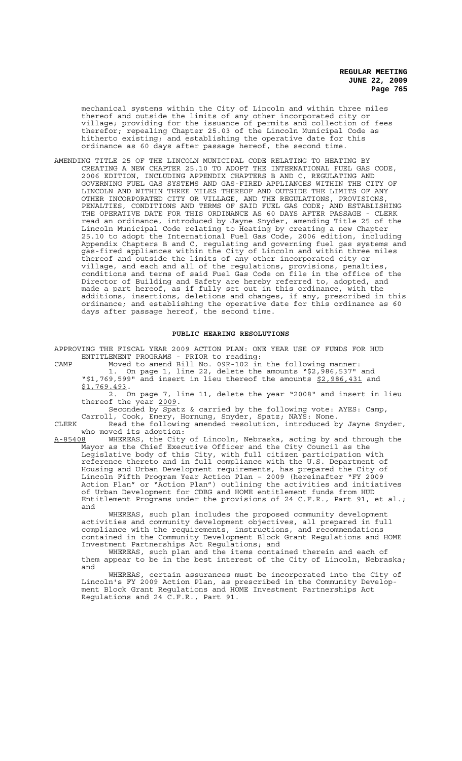mechanical systems within the City of Lincoln and within three miles thereof and outside the limits of any other incorporated city or village; providing for the issuance of permits and collection of fees therefor; repealing Chapter 25.03 of the Lincoln Municipal Code as hitherto existing; and establishing the operative date for this ordinance as 60 days after passage hereof, the second time.

AMENDING TITLE 25 OF THE LINCOLN MUNICIPAL CODE RELATING TO HEATING BY CREATING A NEW CHAPTER 25.10 TO ADOPT THE INTERNATIONAL FUEL GAS CODE, 2006 EDITION, INCLUDING APPENDIX CHAPTERS B AND C, REGULATING AND GOVERNING FUEL GAS SYSTEMS AND GAS-FIRED APPLIANCES WITHIN THE CITY OF LINCOLN AND WITHIN THREE MILES THEREOF AND OUTSIDE THE LIMITS OF ANY OTHER INCORPORATED CITY OR VILLAGE, AND THE REGULATIONS, PROVISIONS, PENALTIES, CONDITIONS AND TERMS OF SAID FUEL GAS CODE; AND ESTABLISHING THE OPERATIVE DATE FOR THIS ORDINANCE AS 60 DAYS AFTER PASSAGE - CLERK read an ordinance, introduced by Jayne Snyder, amending Title 25 of the Lincoln Municipal Code relating to Heating by creating a new Chapter 25.10 to adopt the International Fuel Gas Code, 2006 edition, including Appendix Chapters B and C, regulating and governing fuel gas systems and gas-fired appliances within the City of Lincoln and within three miles thereof and outside the limits of any other incorporated city or village, and each and all of the regulations, provisions, penalties, conditions and terms of said Fuel Gas Code on file in the office of the Director of Building and Safety are hereby referred to, adopted, and made a part hereof, as if fully set out in this ordinance, with the additions, insertions, deletions and changes, if any, prescribed in this ordinance; and establishing the operative date for this ordinance as 60 days after passage hereof, the second time.

## PUBLIC HEARING RESOLUTIONS

APPROVING THE FISCAL YEAR 2009 ACTION PLAN: ONE YEAR USE OF FUNDS FOR HUD ENTITLEMENT PROGRAMS - PRIOR to reading:

CAMP Moved to amend Bill No. 09R-102 in the following manner:

1. On page 1, line 22, delete the amounts "$2,986,537" and "$1,769,599" and insert in lieu thereof the amounts $2,986,431 and $1,769,493.

2. On page 7, line 11, delete the year "2008" and insert in lieu thereof the year 2009.

Seconded by Spatz & carried by the following vote: AYES: Camp, Carroll, Cook, Emery, Hornung, Snyder, Spatz; NAYS: None.

CLERK Read the following amended resolution, introduced by Jayne Snyder, who moved its adoption:

A-85408 WHEREAS, the City of Lincoln, Nebraska, acting by and through the Mayor as the Chief Executive Officer and the City Council as the Legislative body of this City, with full citizen participation with reference thereto and in full compliance with the U.S. Department of Housing and Urban Development requirements, has prepared the City of Lincoln Fifth Program Year Action Plan – 2009 (hereinafter "FY 2009 Action Plan" or "Action Plan") outlining the activities and initiatives of Urban Development for CDBG and HOME entitlement funds from HUD Entitlement Programs under the provisions of 24 C.F.R., Part 91, et al.; and

WHEREAS, such plan includes the proposed community development activities and community development objectives, all prepared in full compliance with the requirements, instructions, and recommendations contained in the Community Development Block Grant Regulations and HOME Investment Partnerships Act Regulations; and

WHEREAS, such plan and the items contained therein and each of them appear to be in the best interest of the City of Lincoln, Nebraska; and

WHEREAS, certain assurances must be incorporated into the City of Lincoln's FY 2009 Action Plan, as prescribed in the Community Development Block Grant Regulations and HOME Investment Partnerships Act Regulations and 24 C.F.R., Part 91.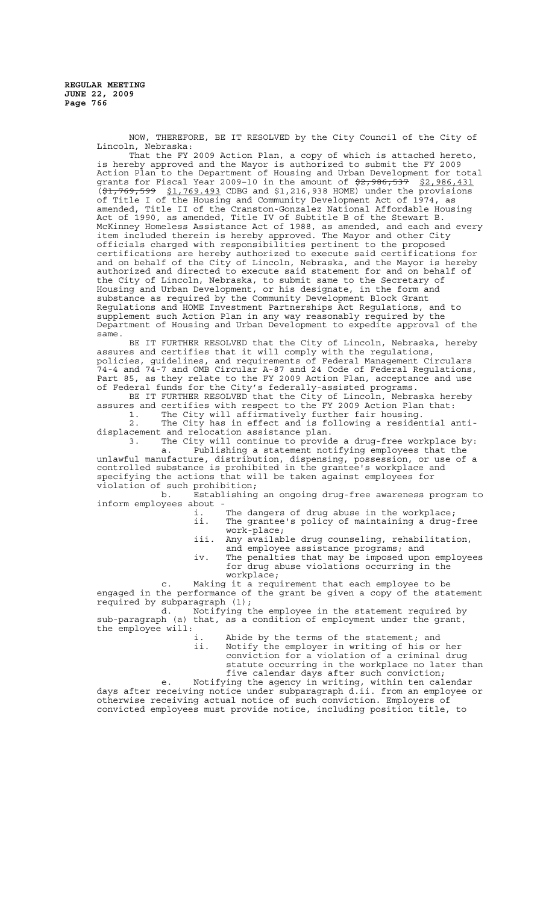NOW, THEREFORE, BE IT RESOLVED by the City Council of the City of Lincoln, Nebraska:

That the FY 2009 Action Plan, a copy of which is attached hereto, is hereby approved and the Mayor is authorized to submit the FY 2009 Action Plan to the Department of Housing and Urban Development for total grants for Fiscal Year 2009-10 in the amount of ~~$2,986,537~~ $2,986,431 (~~$1,769,599~~ $1,769.493 CDBG and $1,216,938 HOME) under the provisions of Title I of the Housing and Community Development Act of 1974, as amended, Title II of the Cranston-Gonzalez National Affordable Housing Act of 1990, as amended, Title IV of Subtitle B of the Stewart B. McKinney Homeless Assistance Act of 1988, as amended, and each and every item included therein is hereby approved. The Mayor and other City officials charged with responsibilities pertinent to the proposed certifications are hereby authorized to execute said certifications for and on behalf of the City of Lincoln, Nebraska, and the Mayor is hereby authorized and directed to execute said statement for and on behalf of the City of Lincoln, Nebraska, to submit same to the Secretary of Housing and Urban Development, or his designate, in the form and substance as required by the Community Development Block Grant Regulations and HOME Investment Partnerships Act Regulations, and to supplement such Action Plan in any way reasonably required by the Department of Housing and Urban Development to expedite approval of the same.

BE IT FURTHER RESOLVED that the City of Lincoln, Nebraska, hereby assures and certifies that it will comply with the regulations, policies, guidelines, and requirements of Federal Management Circulars 74-4 and 74-7 and OMB Circular A-87 and 24 Code of Federal Regulations, Part 85, as they relate to the FY 2009 Action Plan, acceptance and use of Federal funds for the City's federally-assisted programs.

BE IT FURTHER RESOLVED that the City of Lincoln, Nebraska hereby assures and certifies with respect to the FY 2009 Action Plan that:

1. The City will affirmatively further fair housing.
2. The City has in effect and is following a residential anti-displacement and relocation assistance plan.
3. The City will continue to provide a drug-free workplace by:
   a. Publishing a statement notifying employees that the unlawful manufacture, distribution, dispensing, possession, or use of a controlled substance is prohibited in the grantee's workplace and specifying the actions that will be taken against employees for violation of such prohibition;
   b. Establishing an ongoing drug-free awareness program to inform employees about -
      i. The dangers of drug abuse in the workplace;
      ii. The grantee's policy of maintaining a drug-free work-place;
      iii. Any available drug counseling, rehabilitation, and employee assistance programs; and
      iv. The penalties that may be imposed upon employees for drug abuse violations occurring in the workplace;
   c. Making it a requirement that each employee to be engaged in the performance of the grant be given a copy of the statement required by subparagraph (1);
   d. Notifying the employee in the statement required by sub-paragraph (a) that, as a condition of employment under the grant, the employee will:
      i. Abide by the terms of the statement; and
      ii. Notify the employer in writing of his or her conviction for a violation of a criminal drug statute occurring in the workplace no later than five calendar days after such conviction;
   e. Notifying the agency in writing, within ten calendar days after receiving notice under subparagraph d.ii. from an employee or otherwise receiving actual notice of such conviction. Employers of convicted employees must provide notice, including position title, to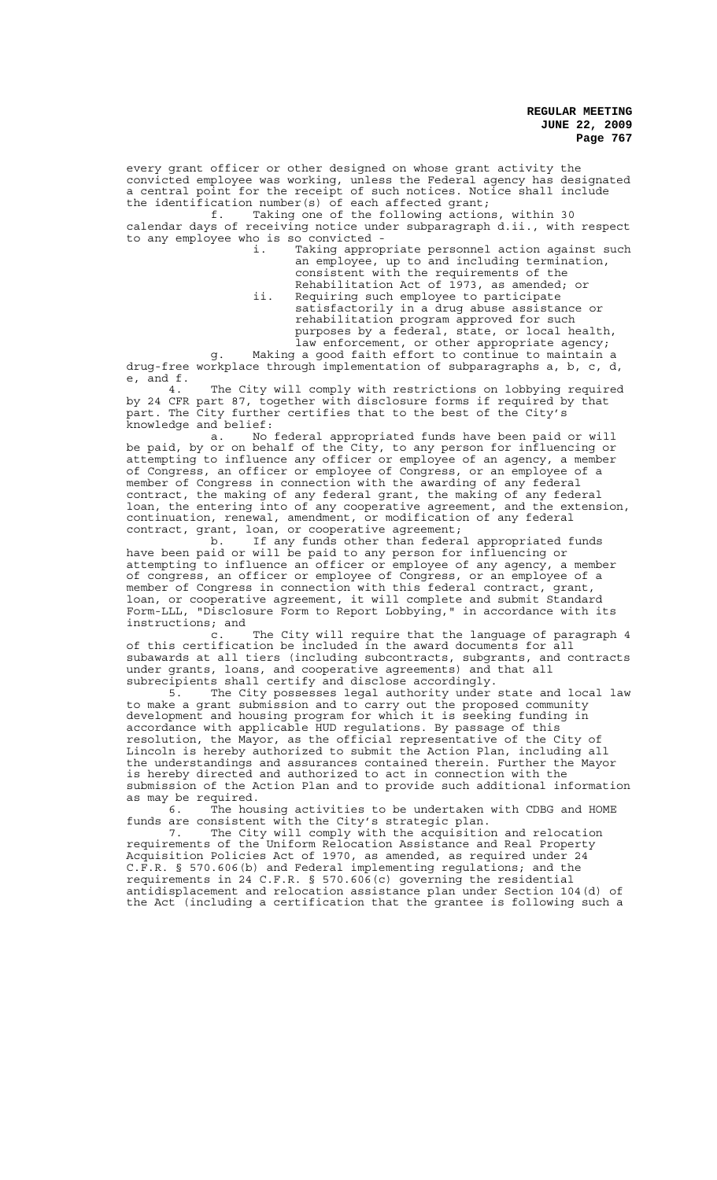every grant officer or other designed on whose grant activity the convicted employee was working, unless the Federal agency has designated a central point for the receipt of such notices. Notice shall include the identification number(s) of each affected grant;

f. Taking one of the following actions, within 30 calendar days of receiving notice under subparagraph d.ii., with respect to any employee who is so convicted -

i. Taking appropriate personnel action against such an employee, up to and including termination, consistent with the requirements of the Rehabilitation Act of 1973, as amended; or

ii. Requiring such employee to participate satisfactorily in a drug abuse assistance or rehabilitation program approved for such purposes by a federal, state, or local health, law enforcement, or other appropriate agency;

g. Making a good faith effort to continue to maintain a drug-free workplace through implementation of subparagraphs a, b, c, d, e, and f.

4. The City will comply with restrictions on lobbying required by 24 CFR part 87, together with disclosure forms if required by that part. The City further certifies that to the best of the City's knowledge and belief:

a. No federal appropriated funds have been paid or will be paid, by or on behalf of the City, to any person for influencing or attempting to influence any officer or employee of an agency, a member of Congress, an officer or employee of Congress, or an employee of a member of Congress in connection with the awarding of any federal contract, the making of any federal grant, the making of any federal loan, the entering into of any cooperative agreement, and the extension, continuation, renewal, amendment, or modification of any federal contract, grant, loan, or cooperative agreement;

b. If any funds other than federal appropriated funds have been paid or will be paid to any person for influencing or attempting to influence an officer or employee of any agency, a member of congress, an officer or employee of Congress, or an employee of a member of Congress in connection with this federal contract, grant, loan, or cooperative agreement, it will complete and submit Standard Form-LLL, "Disclosure Form to Report Lobbying," in accordance with its instructions; and

c. The City will require that the language of paragraph 4 of this certification be included in the award documents for all subawards at all tiers (including subcontracts, subgrants, and contracts under grants, loans, and cooperative agreements) and that all subrecipients shall certify and disclose accordingly.

5. The City possesses legal authority under state and local law to make a grant submission and to carry out the proposed community development and housing program for which it is seeking funding in accordance with applicable HUD regulations. By passage of this resolution, the Mayor, as the official representative of the City of Lincoln is hereby authorized to submit the Action Plan, including all the understandings and assurances contained therein. Further the Mayor is hereby directed and authorized to act in connection with the submission of the Action Plan and to provide such additional information as may be required.

6. The housing activities to be undertaken with CDBG and HOME funds are consistent with the City's strategic plan.

7. The City will comply with the acquisition and relocation requirements of the Uniform Relocation Assistance and Real Property Acquisition Policies Act of 1970, as amended, as required under 24 C.F.R. § 570.606(b) and Federal implementing regulations; and the requirements in 24 C.F.R. § 570.606(c) governing the residential antidisplacement and relocation assistance plan under Section 104(d) of the Act (including a certification that the grantee is following such a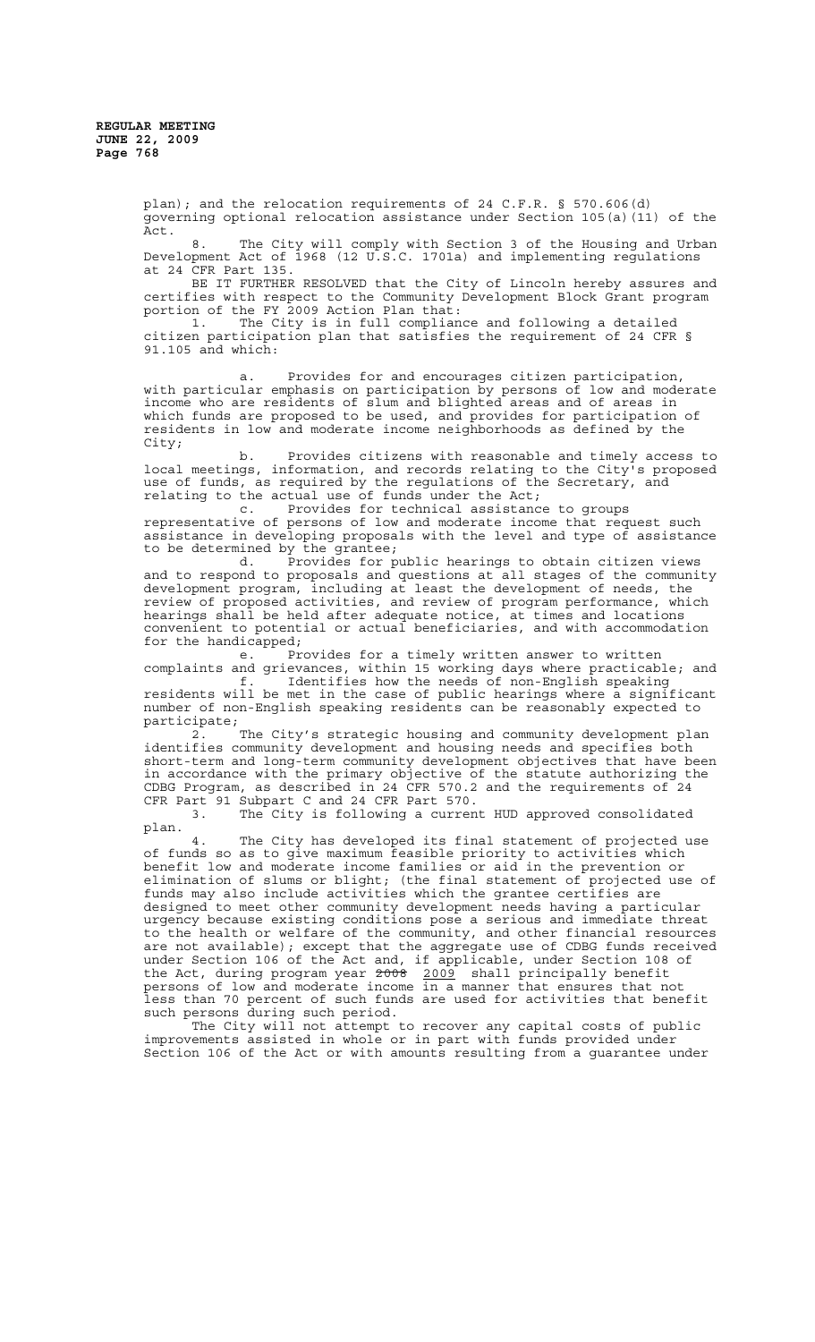plan); and the relocation requirements of 24 C.F.R. § 570.606(d) governing optional relocation assistance under Section 105(a)(11) of the Act.

8. The City will comply with Section 3 of the Housing and Urban Development Act of 1968 (12 U.S.C. 1701a) and implementing regulations at 24 CFR Part 135.

BE IT FURTHER RESOLVED that the City of Lincoln hereby assures and certifies with respect to the Community Development Block Grant program portion of the FY 2009 Action Plan that:

1. The City is in full compliance and following a detailed citizen participation plan that satisfies the requirement of 24 CFR § 91.105 and which:

a. Provides for and encourages citizen participation, with particular emphasis on participation by persons of low and moderate income who are residents of slum and blighted areas and of areas in which funds are proposed to be used, and provides for participation of residents in low and moderate income neighborhoods as defined by the City;

b. Provides citizens with reasonable and timely access to local meetings, information, and records relating to the City's proposed use of funds, as required by the regulations of the Secretary, and relating to the actual use of funds under the Act;

c. Provides for technical assistance to groups representative of persons of low and moderate income that request such assistance in developing proposals with the level and type of assistance to be determined by the grantee;

d. Provides for public hearings to obtain citizen views and to respond to proposals and questions at all stages of the community development program, including at least the development of needs, the review of proposed activities, and review of program performance, which hearings shall be held after adequate notice, at times and locations convenient to potential or actual beneficiaries, and with accommodation for the handicapped;

e. Provides for a timely written answer to written complaints and grievances, within 15 working days where practicable; and

f. Identifies how the needs of non-English speaking residents will be met in the case of public hearings where a significant number of non-English speaking residents can be reasonably expected to participate;

2. The City's strategic housing and community development plan identifies community development and housing needs and specifies both short-term and long-term community development objectives that have been in accordance with the primary objective of the statute authorizing the CDBG Program, as described in 24 CFR 570.2 and the requirements of 24 CFR Part 91 Subpart C and 24 CFR Part 570.

3. The City is following a current HUD approved consolidated plan.

4. The City has developed its final statement of projected use of funds so as to give maximum feasible priority to activities which benefit low and moderate income families or aid in the prevention or elimination of slums or blight; (the final statement of projected use of funds may also include activities which the grantee certifies are designed to meet other community development needs having a particular urgency because existing conditions pose a serious and immediate threat to the health or welfare of the community, and other financial resources are not available); except that the aggregate use of CDBG funds received under Section 106 of the Act and, if applicable, under Section 108 of the Act, during program year ~~2008~~ <u>2009</u> shall principally benefit persons of low and moderate income in a manner that ensures that not less than 70 percent of such funds are used for activities that benefit such persons during such period.

The City will not attempt to recover any capital costs of public improvements assisted in whole or in part with funds provided under Section 106 of the Act or with amounts resulting from a guarantee under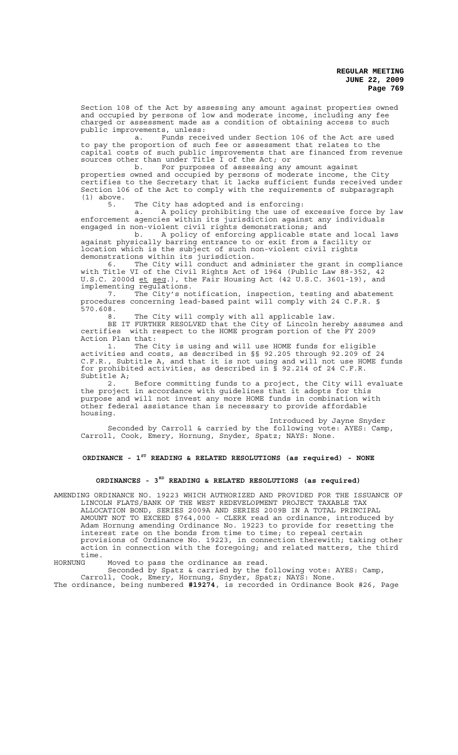Section 108 of the Act by assessing any amount against properties owned and occupied by persons of low and moderate income, including any fee charged or assessment made as a condition of obtaining access to such public improvements, unless:

a. Funds received under Section 106 of the Act are used to pay the proportion of such fee or assessment that relates to the capital costs of such public improvements that are financed from revenue sources other than under Title I of the Act; or

b. For purposes of assessing any amount against properties owned and occupied by persons of moderate income, the City certifies to the Secretary that it lacks sufficient funds received under Section 106 of the Act to comply with the requirements of subparagraph (1) above.

5. The City has adopted and is enforcing:

a. A policy prohibiting the use of excessive force by law enforcement agencies within its jurisdiction against any individuals engaged in non-violent civil rights demonstrations; and

b. A policy of enforcing applicable state and local laws against physically barring entrance to or exit from a facility or location which is the subject of such non-violent civil rights demonstrations within its jurisdiction.

6. The City will conduct and administer the grant in compliance with Title VI of the Civil Rights Act of 1964 (Public Law 88-352, 42 U.S.C. 2000d et seq.), the Fair Housing Act (42 U.S.C. 3601-19), and implementing regulations.

7. The City's notification, inspection, testing and abatement procedures concerning lead-based paint will comply with 24 C.F.R. § 570.608.

8. The City will comply with all applicable law.

BE IT FURTHER RESOLVED that the City of Lincoln hereby assumes and certifies with respect to the HOME program portion of the FY 2009 Action Plan that:

1. The City is using and will use HOME funds for eligible activities and costs, as described in §§ 92.205 through 92.209 of 24 C.F.R., Subtitle A, and that it is not using and will not use HOME funds for prohibited activities, as described in § 92.214 of 24 C.F.R. Subtitle A;

2. Before committing funds to a project, the City will evaluate the project in accordance with guidelines that it adopts for this purpose and will not invest any more HOME funds in combination with other federal assistance than is necessary to provide affordable housing.

Introduced by Jayne Snyder

Seconded by Carroll & carried by the following vote: AYES: Camp, Carroll, Cook, Emery, Hornung, Snyder, Spatz; NAYS: None.

## ORDINANCE - 1ST READING & RELATED RESOLUTIONS (as required) - NONE

## ORDINANCES - 3RD READING & RELATED RESOLUTIONS (as required)

AMENDING ORDINANCE NO. 19223 WHICH AUTHORIZED AND PROVIDED FOR THE ISSUANCE OF LINCOLN FLATS/BANK OF THE WEST REDEVELOPMENT PROJECT TAXABLE TAX ALLOCATION BOND, SERIES 2009A AND SERIES 2009B IN A TOTAL PRINCIPAL AMOUNT NOT TO EXCEED $764,000 - CLERK read an ordinance, introduced by Adam Hornung amending Ordinance No. 19223 to provide for resetting the interest rate on the bonds from time to time; to repeal certain provisions of Ordinance No. 19223, in connection therewith; taking other action in connection with the foregoing; and related matters, the third time.

HORNUNG Moved to pass the ordinance as read.

Seconded by Spatz & carried by the following vote: AYES: Camp, Carroll, Cook, Emery, Hornung, Snyder, Spatz; NAYS: None.

The ordinance, being numbered **#19274**, is recorded in Ordinance Book #26, Page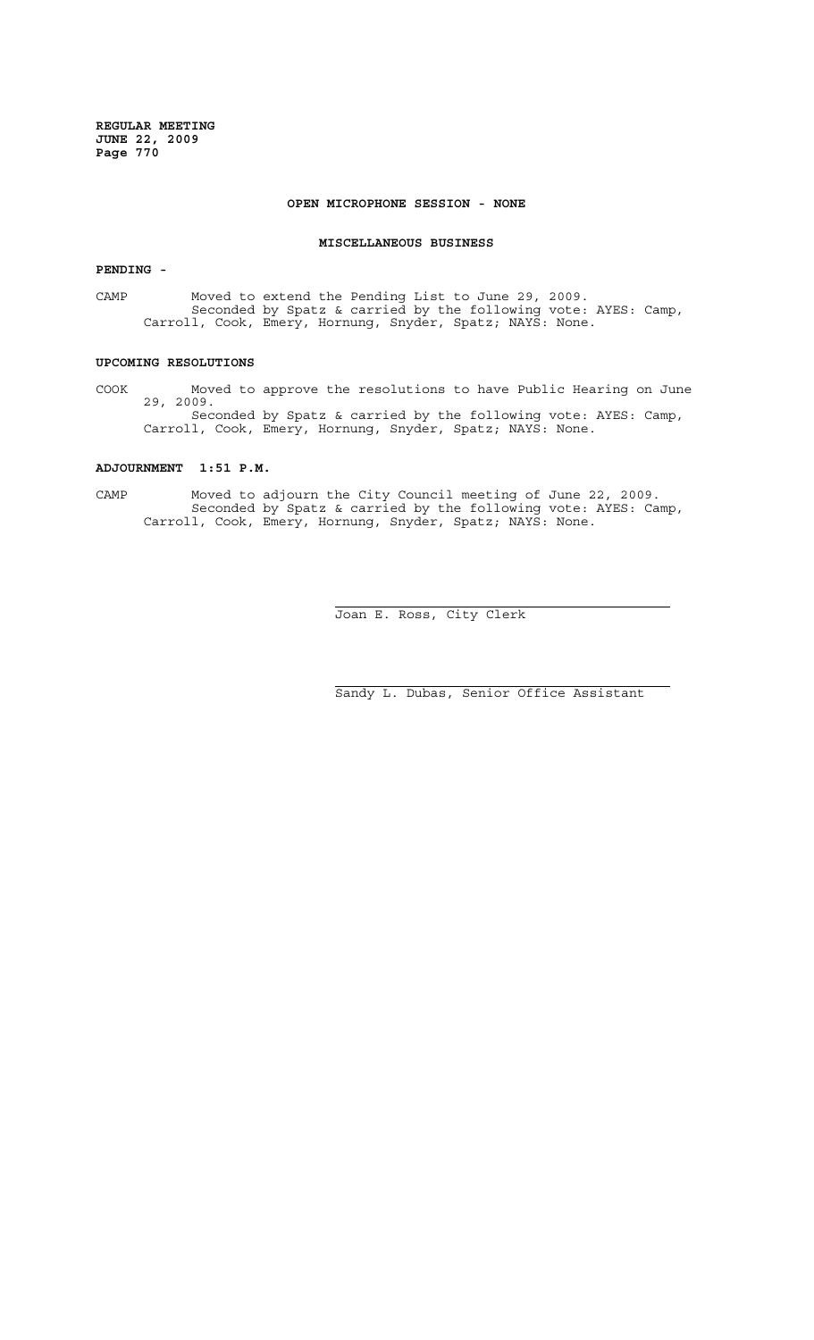**OPEN MICROPHONE SESSION - NONE**

**MISCELLANEOUS BUSINESS**

**PENDING -**

CAMP Moved to extend the Pending List to June 29, 2009.
Seconded by Spatz & carried by the following vote: AYES: Camp, Carroll, Cook, Emery, Hornung, Snyder, Spatz; NAYS: None.

**UPCOMING RESOLUTIONS**

COOK Moved to approve the resolutions to have Public Hearing on June 29, 2009.
Seconded by Spatz & carried by the following vote: AYES: Camp, Carroll, Cook, Emery, Hornung, Snyder, Spatz; NAYS: None.

**ADJOURNMENT 1:51 P.M.**

CAMP Moved to adjourn the City Council meeting of June 22, 2009.
Seconded by Spatz & carried by the following vote: AYES: Camp, Carroll, Cook, Emery, Hornung, Snyder, Spatz; NAYS: None.

Joan E. Ross, City Clerk

Sandy L. Dubas, Senior Office Assistant